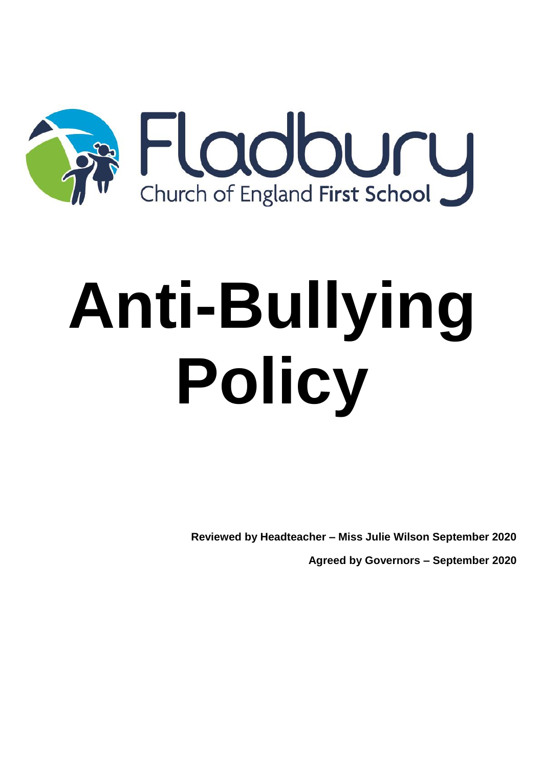Fladbury

Church of England First School

# Anti-Bullying Policy

**Reviewed by Headteacher – Miss Julie Wilson September 2020**

**Agreed by Governors – September 2020**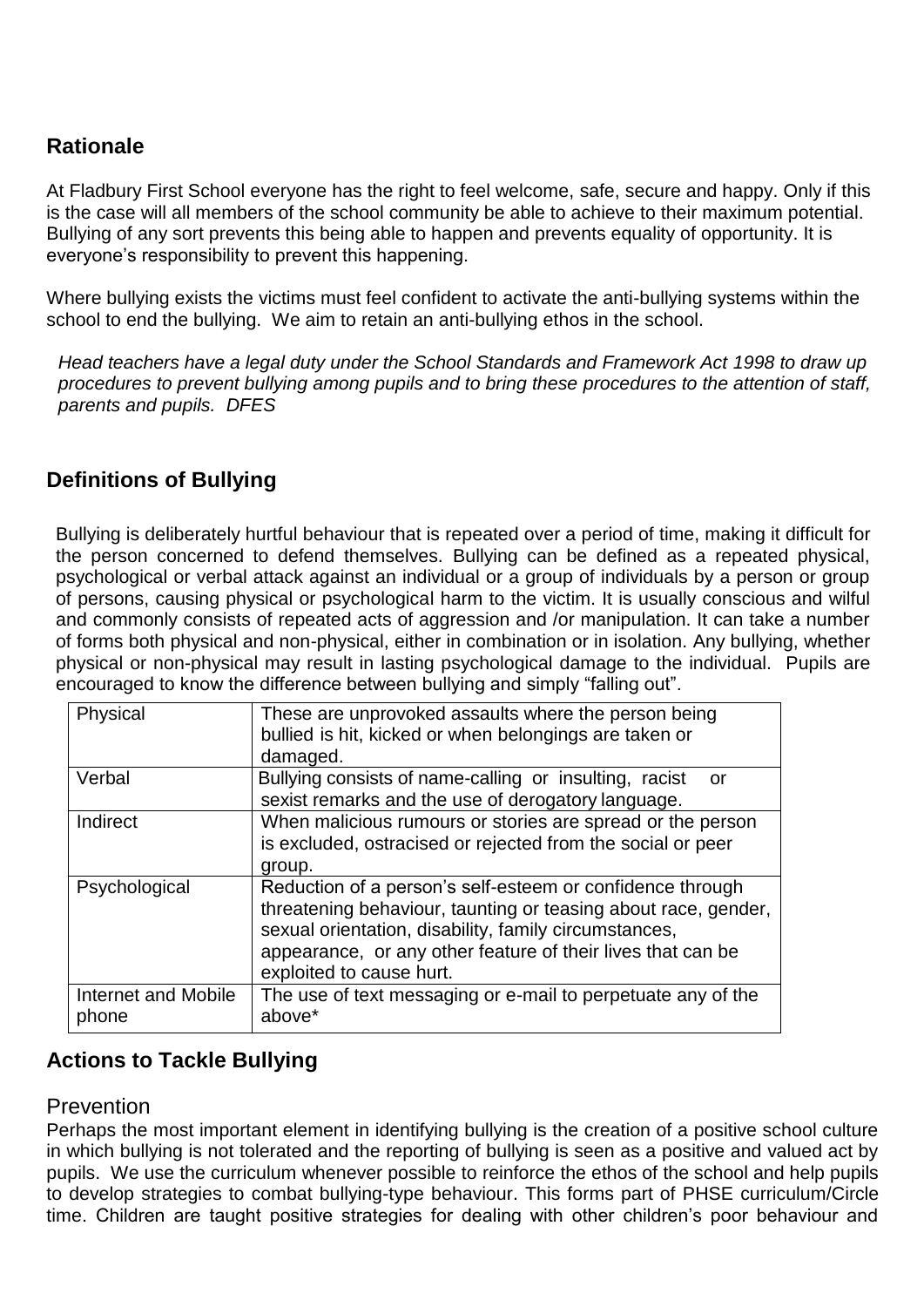## Rationale

At Fladbury First School everyone has the right to feel welcome, safe, secure and happy. Only if this is the case will all members of the school community be able to achieve to their maximum potential. Bullying of any sort prevents this being able to happen and prevents equality of opportunity. It is everyone's responsibility to prevent this happening.

Where bullying exists the victims must feel confident to activate the anti-bullying systems within the school to end the bullying. We aim to retain an anti-bullying ethos in the school.

*Head teachers have a legal duty under the School Standards and Framework Act 1998 to draw up procedures to prevent bullying among pupils and to bring these procedures to the attention of staff, parents and pupils. DFES*

## Definitions of Bullying

Bullying is deliberately hurtful behaviour that is repeated over a period of time, making it difficult for the person concerned to defend themselves. Bullying can be defined as a repeated physical, psychological or verbal attack against an individual or a group of individuals by a person or group of persons, causing physical or psychological harm to the victim. It is usually conscious and wilful and commonly consists of repeated acts of aggression and /or manipulation. It can take a number of forms both physical and non-physical, either in combination or in isolation. Any bullying, whether physical or non-physical may result in lasting psychological damage to the individual. Pupils are encouraged to know the difference between bullying and simply "falling out".

| Physical | These are unprovoked assaults where the person being bullied is hit, kicked or when belongings are taken or damaged. |
|---|---|
| Verbal | Bullying consists of name-calling or insulting, racist or sexist remarks and the use of derogatory language. |
| Indirect | When malicious rumours or stories are spread or the person is excluded, ostracised or rejected from the social or peer group. |
| Psychological | Reduction of a person's self-esteem or confidence through threatening behaviour, taunting or teasing about race, gender, sexual orientation, disability, family circumstances, appearance, or any other feature of their lives that can be exploited to cause hurt. |
| Internet and Mobile phone | The use of text messaging or e-mail to perpetuate any of the above* |

## Actions to Tackle Bullying

### Prevention

Perhaps the most important element in identifying bullying is the creation of a positive school culture in which bullying is not tolerated and the reporting of bullying is seen as a positive and valued act by pupils. We use the curriculum whenever possible to reinforce the ethos of the school and help pupils to develop strategies to combat bullying-type behaviour. This forms part of PHSE curriculum/Circle time. Children are taught positive strategies for dealing with other children's poor behaviour and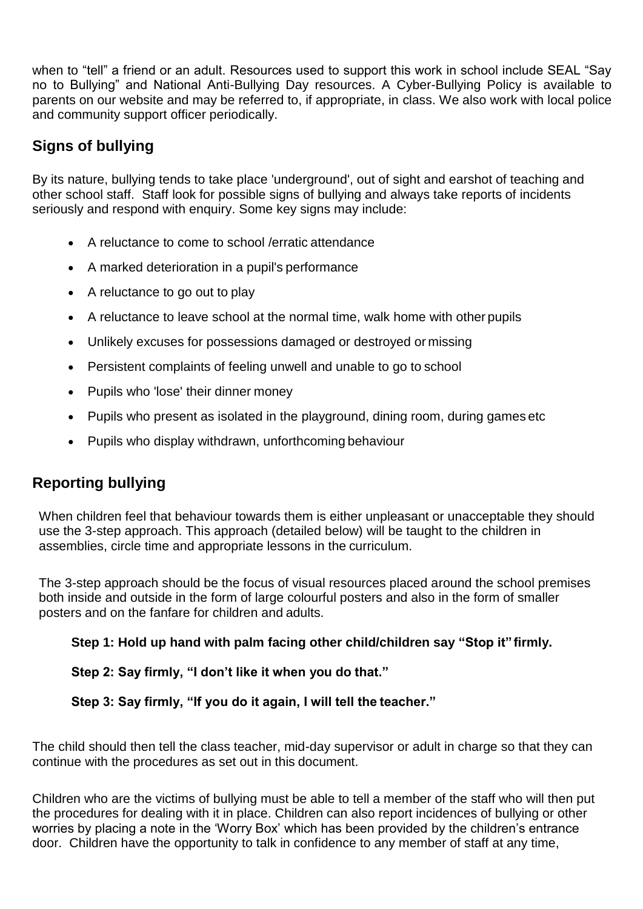when to "tell" a friend or an adult. Resources used to support this work in school include SEAL "Say no to Bullying" and National Anti-Bullying Day resources. A Cyber-Bullying Policy is available to parents on our website and may be referred to, if appropriate, in class. We also work with local police and community support officer periodically.

## Signs of bullying

By its nature, bullying tends to take place 'underground', out of sight and earshot of teaching and other school staff. Staff look for possible signs of bullying and always take reports of incidents seriously and respond with enquiry. Some key signs may include:

- A reluctance to come to school /erratic attendance
- A marked deterioration in a pupil's performance
- A reluctance to go out to play
- A reluctance to leave school at the normal time, walk home with other pupils
- Unlikely excuses for possessions damaged or destroyed or missing
- Persistent complaints of feeling unwell and unable to go to school
- Pupils who 'lose' their dinner money
- Pupils who present as isolated in the playground, dining room, during games etc
- Pupils who display withdrawn, unforthcoming behaviour

## Reporting bullying

When children feel that behaviour towards them is either unpleasant or unacceptable they should use the 3-step approach. This approach (detailed below) will be taught to the children in assemblies, circle time and appropriate lessons in the curriculum.

The 3-step approach should be the focus of visual resources placed around the school premises both inside and outside in the form of large colourful posters and also in the form of smaller posters and on the fanfare for children and adults.

**Step 1: Hold up hand with palm facing other child/children say "Stop it" firmly.**

**Step 2: Say firmly, "I don't like it when you do that."**

**Step 3: Say firmly, "If you do it again, I will tell the teacher."**

The child should then tell the class teacher, mid-day supervisor or adult in charge so that they can continue with the procedures as set out in this document.

Children who are the victims of bullying must be able to tell a member of the staff who will then put the procedures for dealing with it in place. Children can also report incidences of bullying or other worries by placing a note in the 'Worry Box' which has been provided by the children's entrance door. Children have the opportunity to talk in confidence to any member of staff at any time,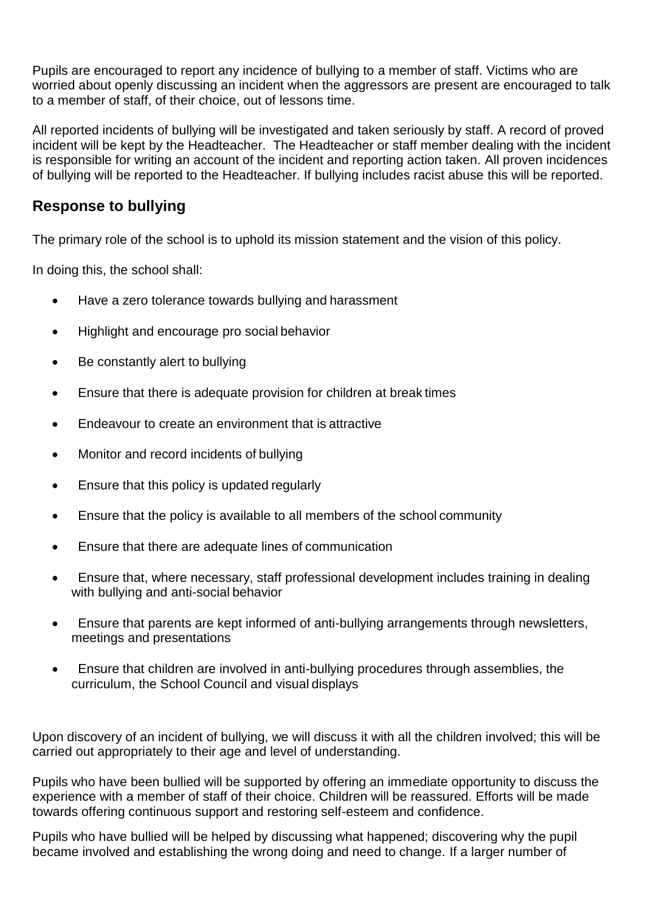Pupils are encouraged to report any incidence of bullying to a member of staff. Victims who are worried about openly discussing an incident when the aggressors are present are encouraged to talk to a member of staff, of their choice, out of lessons time.

All reported incidents of bullying will be investigated and taken seriously by staff. A record of proved incident will be kept by the Headteacher. The Headteacher or staff member dealing with the incident is responsible for writing an account of the incident and reporting action taken. All proven incidences of bullying will be reported to the Headteacher. If bullying includes racist abuse this will be reported.

## Response to bullying

The primary role of the school is to uphold its mission statement and the vision of this policy.

In doing this, the school shall:

- Have a zero tolerance towards bullying and harassment
- Highlight and encourage pro social behavior
- Be constantly alert to bullying
- Ensure that there is adequate provision for children at break times
- Endeavour to create an environment that is attractive
- Monitor and record incidents of bullying
- Ensure that this policy is updated regularly
- Ensure that the policy is available to all members of the school community
- Ensure that there are adequate lines of communication
- Ensure that, where necessary, staff professional development includes training in dealing with bullying and anti-social behavior
- Ensure that parents are kept informed of anti-bullying arrangements through newsletters, meetings and presentations
- Ensure that children are involved in anti-bullying procedures through assemblies, the curriculum, the School Council and visual displays

Upon discovery of an incident of bullying, we will discuss it with all the children involved; this will be carried out appropriately to their age and level of understanding.

Pupils who have been bullied will be supported by offering an immediate opportunity to discuss the experience with a member of staff of their choice. Children will be reassured. Efforts will be made towards offering continuous support and restoring self-esteem and confidence.

Pupils who have bullied will be helped by discussing what happened; discovering why the pupil became involved and establishing the wrong doing and need to change. If a larger number of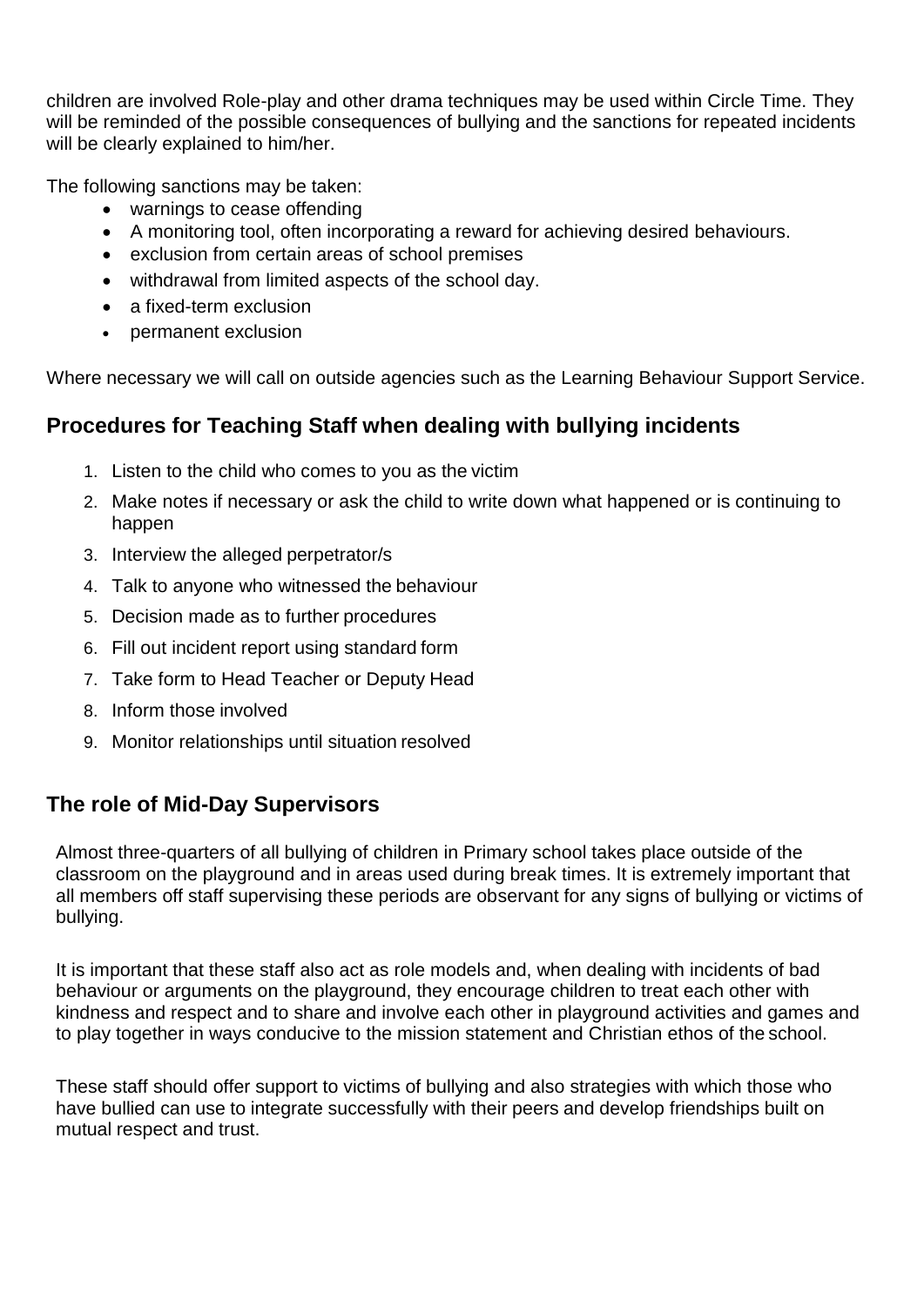children are involved Role-play and other drama techniques may be used within Circle Time. They will be reminded of the possible consequences of bullying and the sanctions for repeated incidents will be clearly explained to him/her.

The following sanctions may be taken:

- warnings to cease offending
- A monitoring tool, often incorporating a reward for achieving desired behaviours.
- exclusion from certain areas of school premises
- withdrawal from limited aspects of the school day.
- a fixed-term exclusion
- permanent exclusion

Where necessary we will call on outside agencies such as the Learning Behaviour Support Service.

## Procedures for Teaching Staff when dealing with bullying incidents

1. Listen to the child who comes to you as the victim
2. Make notes if necessary or ask the child to write down what happened or is continuing to happen
3. Interview the alleged perpetrator/s
4. Talk to anyone who witnessed the behaviour
5. Decision made as to further procedures
6. Fill out incident report using standard form
7. Take form to Head Teacher or Deputy Head
8. Inform those involved
9. Monitor relationships until situation resolved

## The role of Mid-Day Supervisors

Almost three-quarters of all bullying of children in Primary school takes place outside of the classroom on the playground and in areas used during break times. It is extremely important that all members off staff supervising these periods are observant for any signs of bullying or victims of bullying.

It is important that these staff also act as role models and, when dealing with incidents of bad behaviour or arguments on the playground, they encourage children to treat each other with kindness and respect and to share and involve each other in playground activities and games and to play together in ways conducive to the mission statement and Christian ethos of the school.

These staff should offer support to victims of bullying and also strategies with which those who have bullied can use to integrate successfully with their peers and develop friendships built on mutual respect and trust.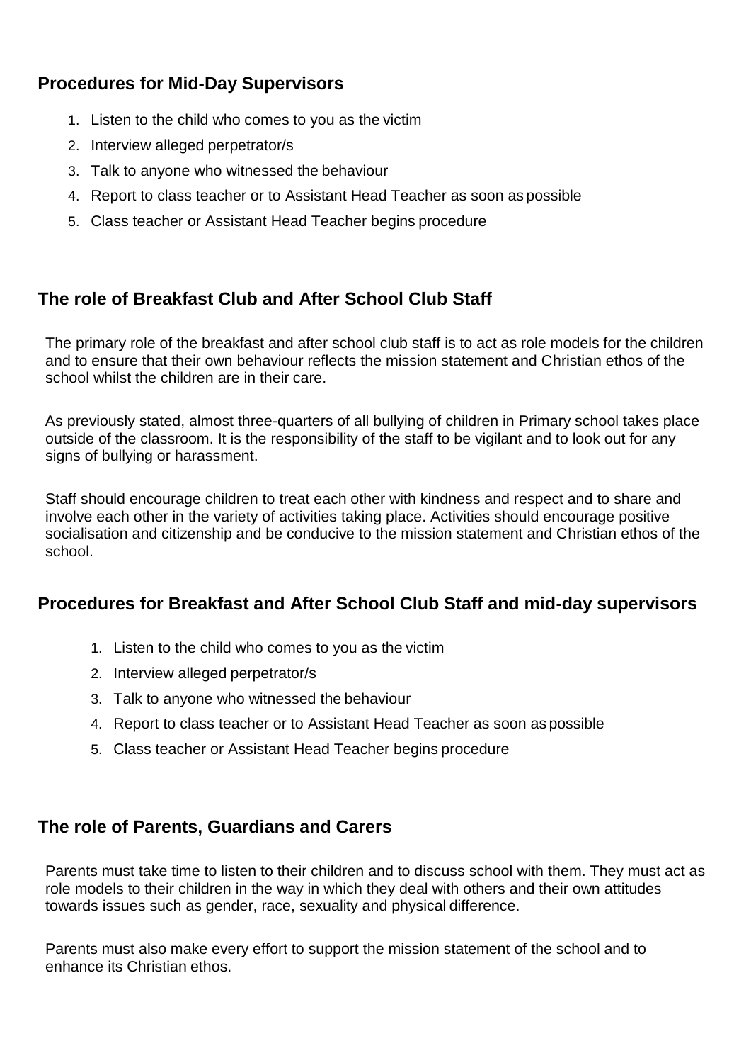## Procedures for Mid-Day Supervisors

1. Listen to the child who comes to you as the victim
2. Interview alleged perpetrator/s
3. Talk to anyone who witnessed the behaviour
4. Report to class teacher or to Assistant Head Teacher as soon as possible
5. Class teacher or Assistant Head Teacher begins procedure

## The role of Breakfast Club and After School Club Staff

The primary role of the breakfast and after school club staff is to act as role models for the children and to ensure that their own behaviour reflects the mission statement and Christian ethos of the school whilst the children are in their care.

As previously stated, almost three-quarters of all bullying of children in Primary school takes place outside of the classroom. It is the responsibility of the staff to be vigilant and to look out for any signs of bullying or harassment.

Staff should encourage children to treat each other with kindness and respect and to share and involve each other in the variety of activities taking place. Activities should encourage positive socialisation and citizenship and be conducive to the mission statement and Christian ethos of the school.

## Procedures for Breakfast and After School Club Staff and mid-day supervisors

1. Listen to the child who comes to you as the victim
2. Interview alleged perpetrator/s
3. Talk to anyone who witnessed the behaviour
4. Report to class teacher or to Assistant Head Teacher as soon as possible
5. Class teacher or Assistant Head Teacher begins procedure

## The role of Parents, Guardians and Carers

Parents must take time to listen to their children and to discuss school with them. They must act as role models to their children in the way in which they deal with others and their own attitudes towards issues such as gender, race, sexuality and physical difference.

Parents must also make every effort to support the mission statement of the school and to enhance its Christian ethos.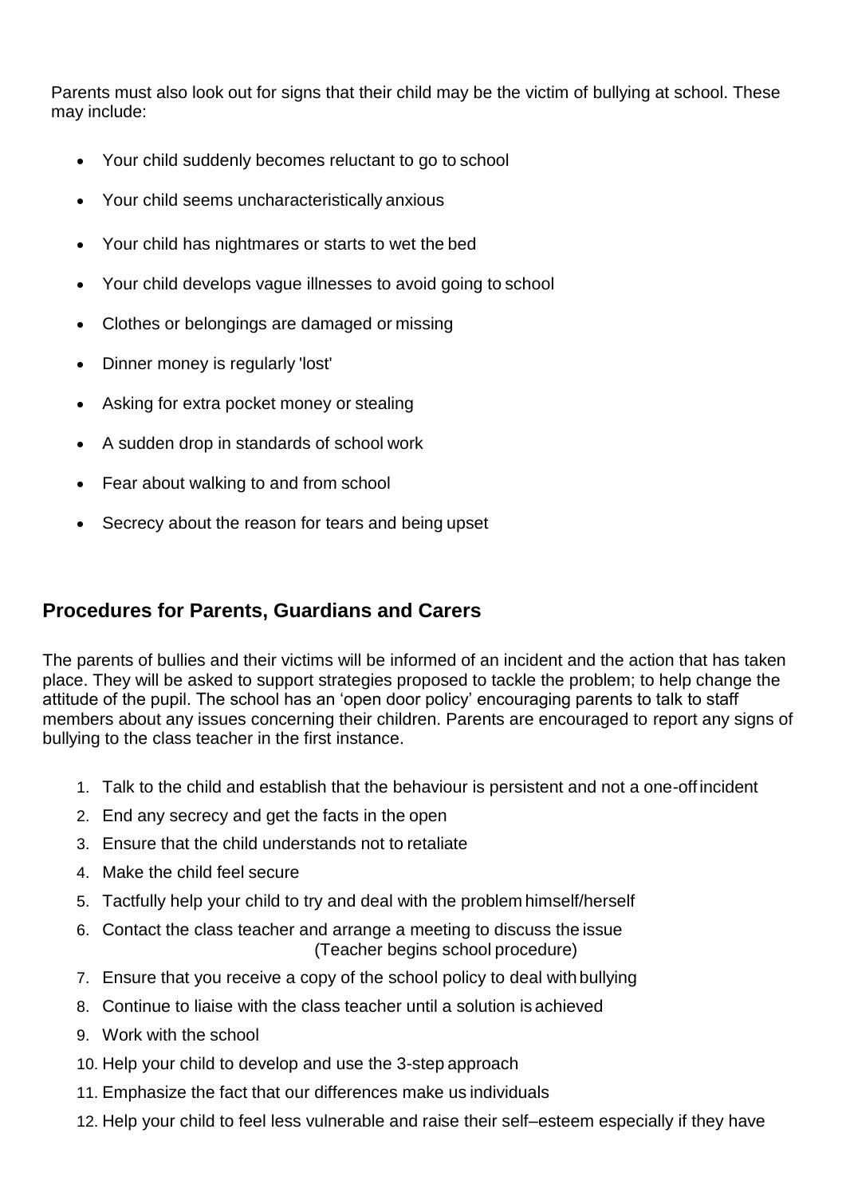Parents must also look out for signs that their child may be the victim of bullying at school. These may include:

- Your child suddenly becomes reluctant to go to school
- Your child seems uncharacteristically anxious
- Your child has nightmares or starts to wet the bed
- Your child develops vague illnesses to avoid going to school
- Clothes or belongings are damaged or missing
- Dinner money is regularly 'lost'
- Asking for extra pocket money or stealing
- A sudden drop in standards of school work
- Fear about walking to and from school
- Secrecy about the reason for tears and being upset

## Procedures for Parents, Guardians and Carers

The parents of bullies and their victims will be informed of an incident and the action that has taken place. They will be asked to support strategies proposed to tackle the problem; to help change the attitude of the pupil. The school has an 'open door policy' encouraging parents to talk to staff members about any issues concerning their children. Parents are encouraged to report any signs of bullying to the class teacher in the first instance.

1. Talk to the child and establish that the behaviour is persistent and not a one-off incident
2. End any secrecy and get the facts in the open
3. Ensure that the child understands not to retaliate
4. Make the child feel secure
5. Tactfully help your child to try and deal with the problem himself/herself
6. Contact the class teacher and arrange a meeting to discuss the issue
   (Teacher begins school procedure)
7. Ensure that you receive a copy of the school policy to deal with bullying
8. Continue to liaise with the class teacher until a solution is achieved
9. Work with the school
10. Help your child to develop and use the 3-step approach
11. Emphasize the fact that our differences make us individuals
12. Help your child to feel less vulnerable and raise their self–esteem especially if they have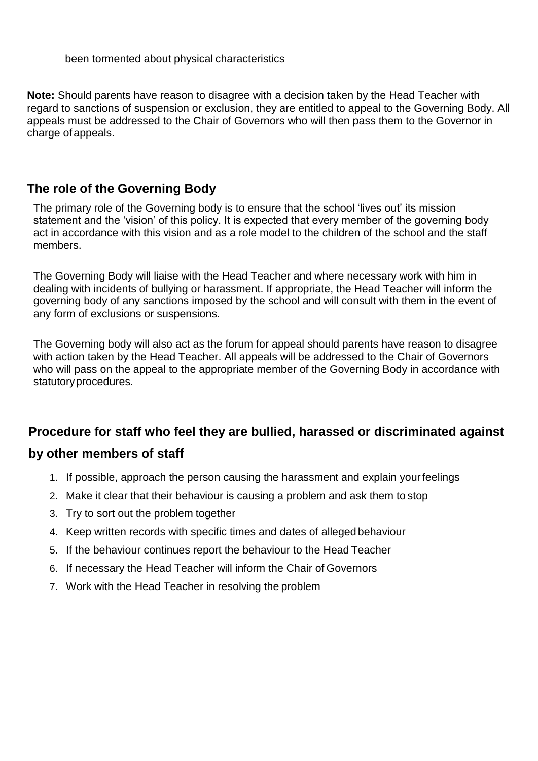been tormented about physical characteristics

**Note:** Should parents have reason to disagree with a decision taken by the Head Teacher with regard to sanctions of suspension or exclusion, they are entitled to appeal to the Governing Body. All appeals must be addressed to the Chair of Governors who will then pass them to the Governor in charge of appeals.

## The role of the Governing Body

The primary role of the Governing body is to ensure that the school 'lives out' its mission statement and the 'vision' of this policy. It is expected that every member of the governing body act in accordance with this vision and as a role model to the children of the school and the staff members.

The Governing Body will liaise with the Head Teacher and where necessary work with him in dealing with incidents of bullying or harassment. If appropriate, the Head Teacher will inform the governing body of any sanctions imposed by the school and will consult with them in the event of any form of exclusions or suspensions.

The Governing body will also act as the forum for appeal should parents have reason to disagree with action taken by the Head Teacher. All appeals will be addressed to the Chair of Governors who will pass on the appeal to the appropriate member of the Governing Body in accordance with statutory procedures.

## Procedure for staff who feel they are bullied, harassed or discriminated against by other members of staff

1. If possible, approach the person causing the harassment and explain your feelings
2. Make it clear that their behaviour is causing a problem and ask them to stop
3. Try to sort out the problem together
4. Keep written records with specific times and dates of alleged behaviour
5. If the behaviour continues report the behaviour to the Head Teacher
6. If necessary the Head Teacher will inform the Chair of Governors
7. Work with the Head Teacher in resolving the problem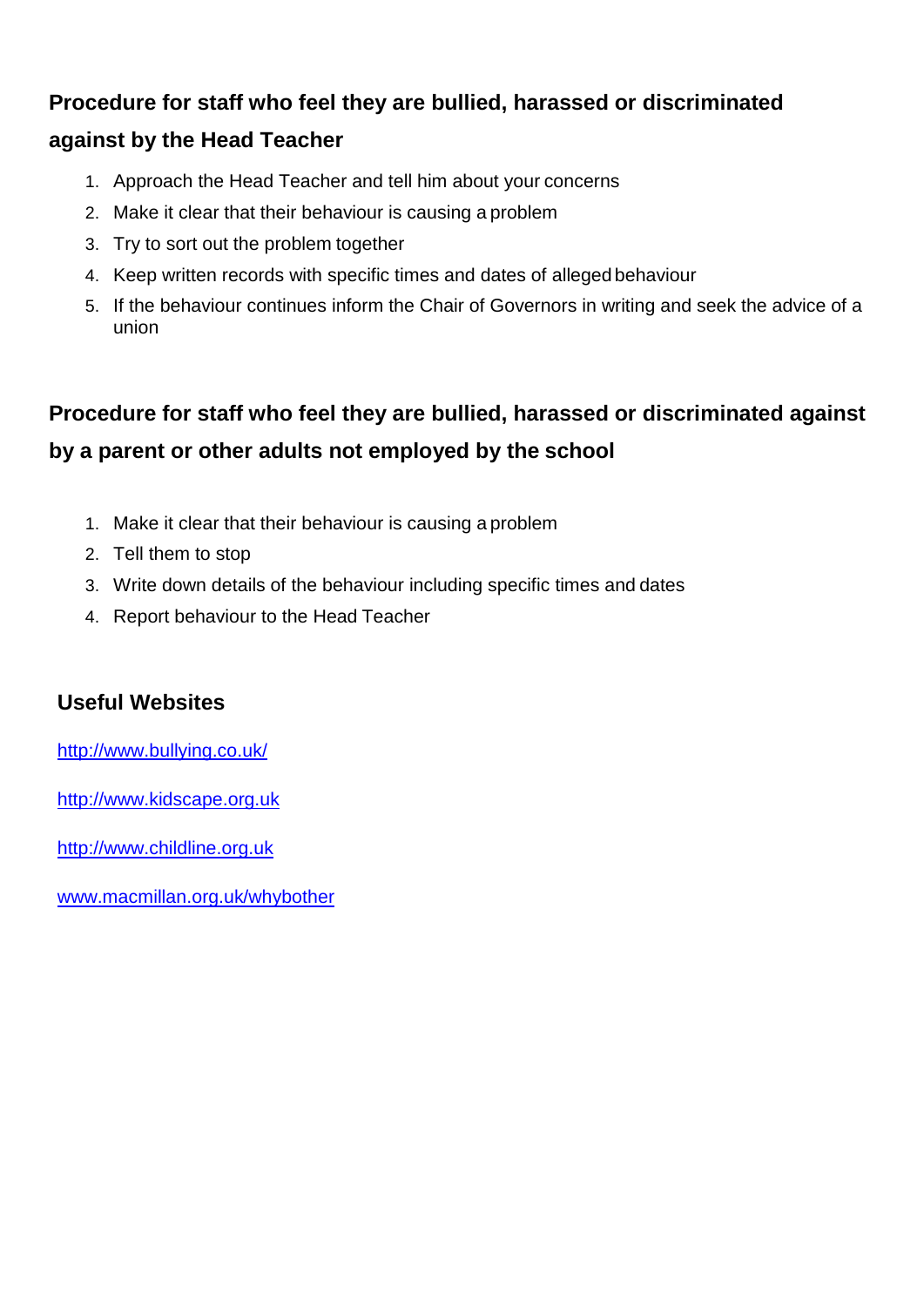## Procedure for staff who feel they are bullied, harassed or discriminated against by the Head Teacher

1. Approach the Head Teacher and tell him about your concerns
2. Make it clear that their behaviour is causing a problem
3. Try to sort out the problem together
4. Keep written records with specific times and dates of alleged behaviour
5. If the behaviour continues inform the Chair of Governors in writing and seek the advice of a union

## Procedure for staff who feel they are bullied, harassed or discriminated against by a parent or other adults not employed by the school

1. Make it clear that their behaviour is causing a problem
2. Tell them to stop
3. Write down details of the behaviour including specific times and dates
4. Report behaviour to the Head Teacher

## Useful Websites

http://www.bullying.co.uk/

http://www.kidscape.org.uk

http://www.childline.org.uk

www.macmillan.org.uk/whybother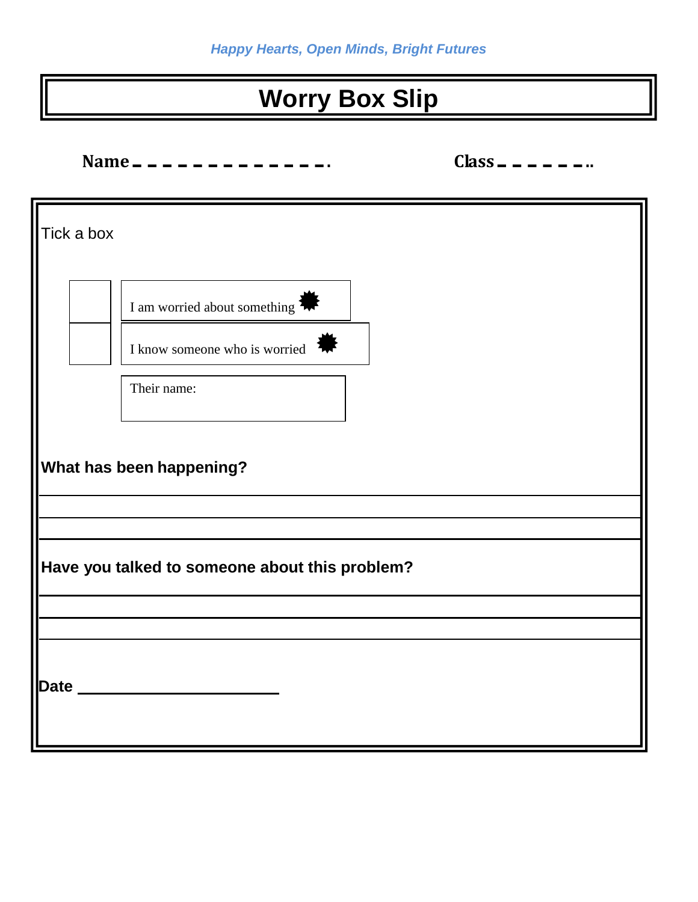*Happy Hearts, Open Minds, Bright Futures*

# Worry Box Slip

**Name** _ _ _ _ _ _ _ _ _ _ _ _ _ _ _ .　　　　**Class** _ _ _ _ _ _ ..

Tick a box

| | |
|---|---|
| ☐ | I am worried about something ✸ |
| ☐ | I know someone who is worried ✸ |
| | Their name: |

**What has been happening?**

________________________________________

________________________________________

________________________________________

**Have you talked to someone about this problem?**

________________________________________

________________________________________

________________________________________

**Date** ____________________